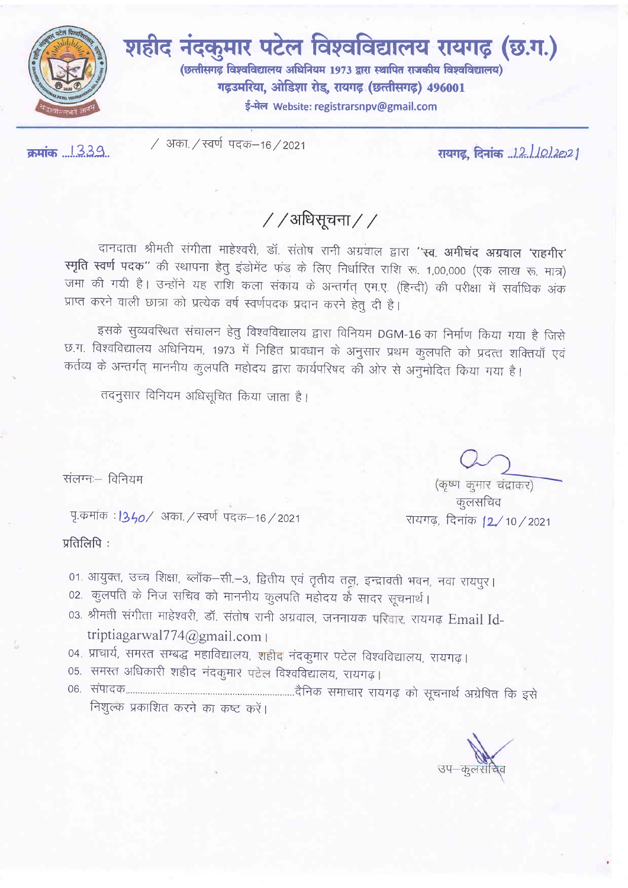# शहीद नंदकुमार पटेल विश्वविद्यालय रायगढ़ (छ.ग.)

**(छत्तीसगढ़ विश्वविद्यालय अधिनियम 1973 द्वारा स्थापित राजकीय विश्वविद्यालय)**

**गढ़उमरिया, ओडिशा रोड, रायगढ़ (छत्तीसगढ़) 496001**

**ई-मेल Website: registrarsnpv@gmail.com**

**क्रमांक** 1339 / अका./स्वर्ण पदक–16/2021 **रायगढ़, दिनांक** 12/10/2021

## //अधिसूचना//

दानदाता श्रीमती संगीता माहेश्वरी, डॉ. संतोष रानी अग्रवाल द्वारा **"स्व. अमीचंद अग्रवाल 'राहगीर' स्मृति स्वर्ण पदक"** की स्थापना हेतु इंडोमेंट फंड के लिए निर्धारित राशि रू. 1,00,000 (एक लाख रू. मात्र) जमा की गयी है। उन्होंने यह राशि कला संकाय के अन्तर्गत् एम.ए. (हिन्दी) की परीक्षा में सर्वाधिक अंक प्राप्त करने वाली छात्रा को प्रत्येक वर्ष स्वर्णपदक प्रदान करने हेतु दी है।

इसके सुव्यवस्थित संचालन हेतु विश्वविद्यालय द्वारा विनियम DGM-16 का निर्माण किया गया है जिसे छ.ग. विश्वविद्यालय अधिनियम, 1973 में निहित प्रावधान के अनुसार प्रथम कुलपति को प्रदत्त शक्तियाँ एवं कर्तव्य के अन्तर्गत् माननीय कुलपति महोदय द्वारा कार्यपरिषद की ओर से अनुमोदित किया गया है।

तदनुसार विनियम अधिसूचित किया जाता है।

संलग्नः– विनियम

(कृष्ण कुमार चंद्राकर)
कुलसचिव

पृ.क्रमांक : 1340/ अका./स्वर्ण पदक–16/2021 रायगढ़, दिनांक 12/10/2021

प्रतिलिपि :

01. आयुक्त, उच्च शिक्षा, ब्लॉक–सी.–3, द्वितीय एवं तृतीय तल, इन्द्रावती भवन, नवा रायपुर।
02. कुलपति के निज सचिव को माननीय कुलपति महोदय के सादर सूचनार्थ।
03. श्रीमती संगीता माहेश्वरी, डॉ. संतोष रानी अग्रवाल, जननायक परिवार, रायगढ़ Email Id-triptiagarwal774@gmail.com।
04. प्राचार्य, समस्त सम्बद्ध महाविद्यालय, शहीद नंदकुमार पटेल विश्वविद्यालय, रायगढ़।
05. समस्त अधिकारी शहीद नंदकुमार पटेल विश्वविद्यालय, रायगढ़।
06. संपादक.................................................................दैनिक समाचार रायगढ़ को सूचनार्थ अग्रेषित कि इसे निशुल्क प्रकाशित करने का कष्ट करें।

उप–कुलसचिव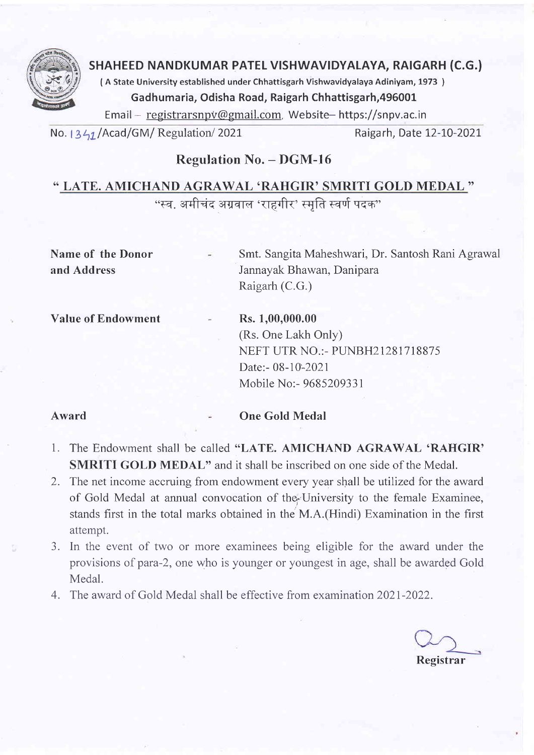# SHAHEED NANDKUMAR PATEL VISHWAVIDYALAYA, RAIGARH (C.G.)

( A State University established under Chhattisgarh Vishwavidyalaya Adiniyam, 1973 )

**Gadhumaria, Odisha Road, Raigarh Chhattisgarh,496001**

Email – registrarsnpv@gmail.com, Website– https://snpv.ac.in

No. 1341/Acad/GM/ Regulation/ 2021 Raigarh, Date 12-10-2021

## Regulation No. – DGM-16

## " LATE. AMICHAND AGRAWAL 'RAHGIR' SMRITI GOLD MEDAL "

"स्व. अमीचंद अग्रवाल 'राहगीर' स्मृति स्वर्ण पदक"

**Name of the Donor and Address** - Smt. Sangita Maheshwari, Dr. Santosh Rani Agrawal
Jannayak Bhawan, Danipara
Raigarh (C.G.)

**Value of Endowment** - **Rs. 1,00,000.00**
(Rs. One Lakh Only)
NEFT UTR NO.:- PUNBH21281718875
Date:- 08-10-2021
Mobile No:- 9685209331

**Award** - **One Gold Medal**

1. The Endowment shall be called **"LATE. AMICHAND AGRAWAL 'RAHGIR' SMRITI GOLD MEDAL"** and it shall be inscribed on one side of the Medal.
2. The net income accruing from endowment every year shall be utilized for the award of Gold Medal at annual convocation of the University to the female Examinee, stands first in the total marks obtained in the M.A.(Hindi) Examination in the first attempt.
3. In the event of two or more examinees being eligible for the award under the provisions of para-2, one who is younger or youngest in age, shall be awarded Gold Medal.
4. The award of Gold Medal shall be effective from examination 2021-2022.

**Registrar**